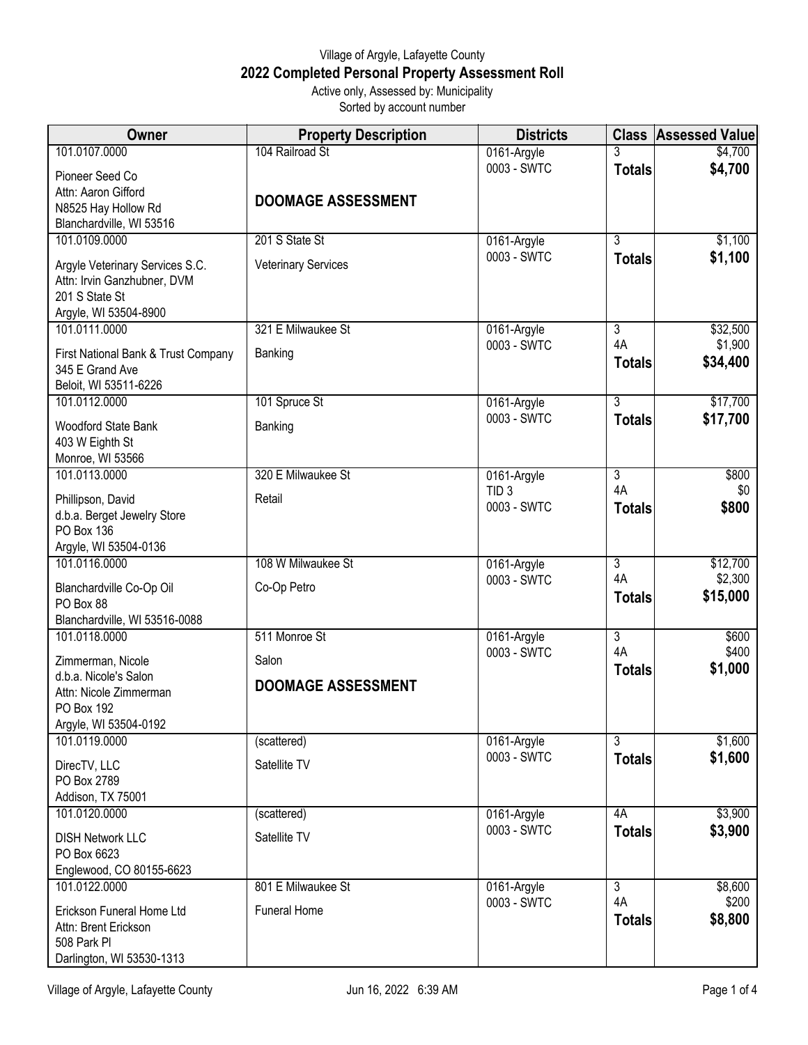Village of Argyle, Lafayette County

## 2022 Completed Personal Property Assessment Roll

Active only, Assessed by: Municipality

Sorted by account number

| Owner | Property Description | Districts | Class | Assessed Value |
|---|---|---|---|---|
| 101.0107.0000<br>Pioneer Seed Co<br>Attn: Aaron Gifford<br>N8525 Hay Hollow Rd<br>Blanchardville, WI 53516 | 104 Railroad St<br><br>**DOOMAGE ASSESSMENT** | 0161-Argyle<br>0003 - SWTC | 3<br>**Totals** | $4,700<br>**$4,700** |
| 101.0109.0000<br>Argyle Veterinary Services S.C.<br>Attn: Irvin Ganzhubner, DVM<br>201 S State St<br>Argyle, WI 53504-8900 | 201 S State St<br>Veterinary Services | 0161-Argyle<br>0003 - SWTC | 3<br>**Totals** | $1,100<br>**$1,100** |
| 101.0111.0000<br>First National Bank & Trust Company<br>345 E Grand Ave<br>Beloit, WI 53511-6226 | 321 E Milwaukee St<br>Banking | 0161-Argyle<br>0003 - SWTC | 3<br>4A<br>**Totals** | $32,500<br>$1,900<br>**$34,400** |
| 101.0112.0000<br>Woodford State Bank<br>403 W Eighth St<br>Monroe, WI 53566 | 101 Spruce St<br>Banking | 0161-Argyle<br>0003 - SWTC | 3<br>**Totals** | $17,700<br>**$17,700** |
| 101.0113.0000<br>Phillipson, David<br>d.b.a. Berget Jewelry Store<br>PO Box 136<br>Argyle, WI 53504-0136 | 320 E Milwaukee St<br>Retail | 0161-Argyle<br>TID 3<br>0003 - SWTC | 3<br>4A<br>**Totals** | $800<br>$0<br>**$800** |
| 101.0116.0000<br>Blanchardville Co-Op Oil<br>PO Box 88<br>Blanchardville, WI 53516-0088 | 108 W Milwaukee St<br>Co-Op Petro | 0161-Argyle<br>0003 - SWTC | 3<br>4A<br>**Totals** | $12,700<br>$2,300<br>**$15,000** |
| 101.0118.0000<br>Zimmerman, Nicole<br>d.b.a. Nicole's Salon<br>Attn: Nicole Zimmerman<br>PO Box 192<br>Argyle, WI 53504-0192 | 511 Monroe St<br>Salon<br>**DOOMAGE ASSESSMENT** | 0161-Argyle<br>0003 - SWTC | 3<br>4A<br>**Totals** | $600<br>$400<br>**$1,000** |
| 101.0119.0000<br>DirecTV, LLC<br>PO Box 2789<br>Addison, TX 75001 | (scattered)<br>Satellite TV | 0161-Argyle<br>0003 - SWTC | 3<br>**Totals** | $1,600<br>**$1,600** |
| 101.0120.0000<br>DISH Network LLC<br>PO Box 6623<br>Englewood, CO 80155-6623 | (scattered)<br>Satellite TV | 0161-Argyle<br>0003 - SWTC | 4A<br>**Totals** | $3,900<br>**$3,900** |
| 101.0122.0000<br>Erickson Funeral Home Ltd<br>Attn: Brent Erickson<br>508 Park Pl<br>Darlington, WI 53530-1313 | 801 E Milwaukee St<br>Funeral Home | 0161-Argyle<br>0003 - SWTC | 3<br>4A<br>**Totals** | $8,600<br>$200<br>**$8,800** |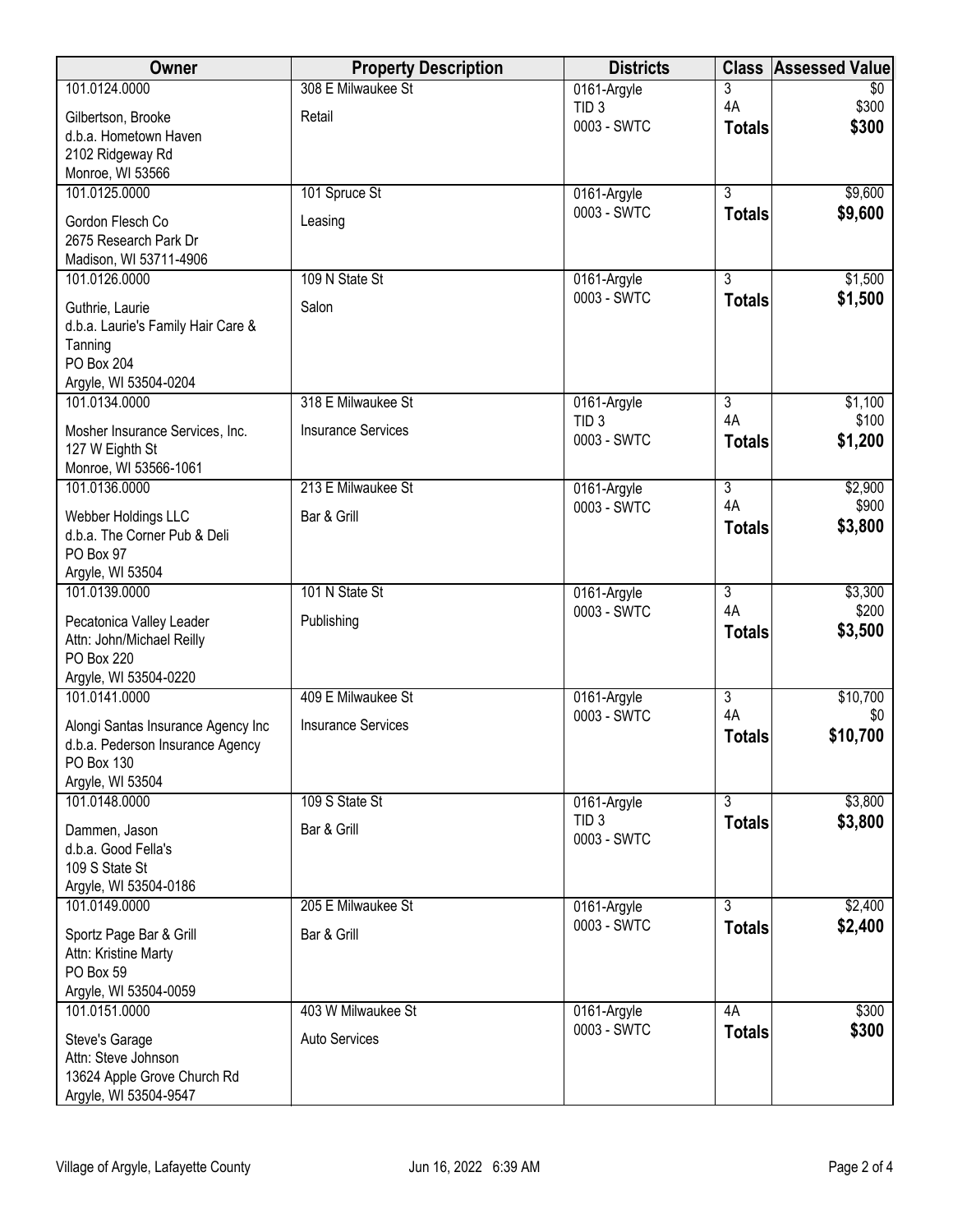| Owner | Property Description | Districts | Class | Assessed Value |
|---|---|---|---|---|
| 101.0124.0000<br>Gilbertson, Brooke<br>d.b.a. Hometown Haven<br>2102 Ridgeway Rd<br>Monroe, WI 53566 | 308 E Milwaukee St<br>Retail | 0161-Argyle<br>TID 3<br>0003 - SWTC | 3<br>4A<br>**Totals** | $0<br>$300<br>**$300** |
| 101.0125.0000<br>Gordon Flesch Co<br>2675 Research Park Dr<br>Madison, WI 53711-4906 | 101 Spruce St<br>Leasing | 0161-Argyle<br>0003 - SWTC | 3<br>**Totals** | $9,600<br>**$9,600** |
| 101.0126.0000<br>Guthrie, Laurie<br>d.b.a. Laurie's Family Hair Care & Tanning<br>PO Box 204<br>Argyle, WI 53504-0204 | 109 N State St<br>Salon | 0161-Argyle<br>0003 - SWTC | 3<br>**Totals** | $1,500<br>**$1,500** |
| 101.0134.0000<br>Mosher Insurance Services, Inc.<br>127 W Eighth St<br>Monroe, WI 53566-1061 | 318 E Milwaukee St<br>Insurance Services | 0161-Argyle<br>TID 3<br>0003 - SWTC | 3<br>4A<br>**Totals** | $1,100<br>$100<br>**$1,200** |
| 101.0136.0000<br>Webber Holdings LLC<br>d.b.a. The Corner Pub & Deli<br>PO Box 97<br>Argyle, WI 53504 | 213 E Milwaukee St<br>Bar & Grill | 0161-Argyle<br>0003 - SWTC | 3<br>4A<br>**Totals** | $2,900<br>$900<br>**$3,800** |
| 101.0139.0000<br>Pecatonica Valley Leader<br>Attn: John/Michael Reilly<br>PO Box 220<br>Argyle, WI 53504-0220 | 101 N State St<br>Publishing | 0161-Argyle<br>0003 - SWTC | 3<br>4A<br>**Totals** | $3,300<br>$200<br>**$3,500** |
| 101.0141.0000<br>Alongi Santas Insurance Agency Inc<br>d.b.a. Pederson Insurance Agency<br>PO Box 130<br>Argyle, WI 53504 | 409 E Milwaukee St<br>Insurance Services | 0161-Argyle<br>0003 - SWTC | 3<br>4A<br>**Totals** | $10,700<br>$0<br>**$10,700** |
| 101.0148.0000<br>Dammen, Jason<br>d.b.a. Good Fella's<br>109 S State St<br>Argyle, WI 53504-0186 | 109 S State St<br>Bar & Grill | 0161-Argyle<br>TID 3<br>0003 - SWTC | 3<br>**Totals** | $3,800<br>**$3,800** |
| 101.0149.0000<br>Sportz Page Bar & Grill<br>Attn: Kristine Marty<br>PO Box 59<br>Argyle, WI 53504-0059 | 205 E Milwaukee St<br>Bar & Grill | 0161-Argyle<br>0003 - SWTC | 3<br>**Totals** | $2,400<br>**$2,400** |
| 101.0151.0000<br>Steve's Garage<br>Attn: Steve Johnson<br>13624 Apple Grove Church Rd<br>Argyle, WI 53504-9547 | 403 W Milwaukee St<br>Auto Services | 0161-Argyle<br>0003 - SWTC | 4A<br>**Totals** | $300<br>**$300** |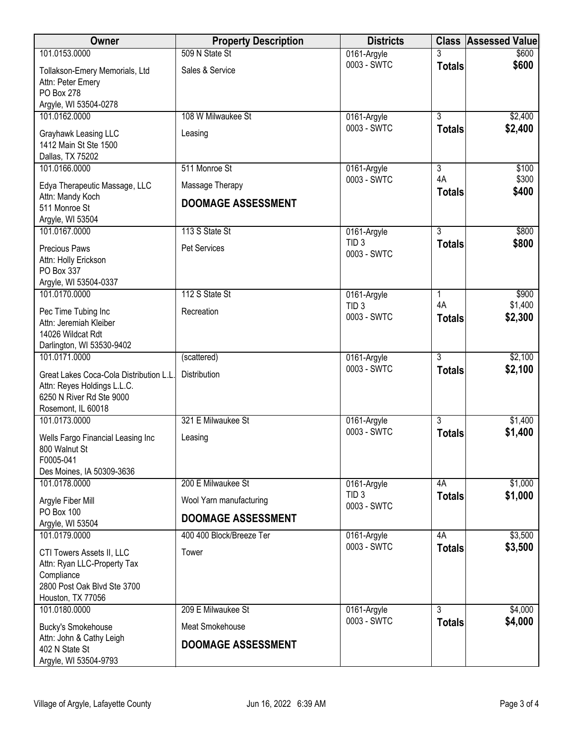| Owner | Property Description | Districts | Class | Assessed Value |
|---|---|---|---|---|
| 101.0153.0000<br>Tollakson-Emery Memorials, Ltd<br>Attn: Peter Emery<br>PO Box 278<br>Argyle, WI 53504-0278 | 509 N State St<br>Sales & Service | 0161-Argyle<br>0003 - SWTC | 3<br>**Totals** | $600<br>**$600** |
| 101.0162.0000<br>Grayhawk Leasing LLC<br>1412 Main St Ste 1500<br>Dallas, TX 75202 | 108 W Milwaukee St<br>Leasing | 0161-Argyle<br>0003 - SWTC | 3<br>**Totals** | $2,400<br>**$2,400** |
| 101.0166.0000<br>Edya Therapeutic Massage, LLC<br>Attn: Mandy Koch<br>511 Monroe St<br>Argyle, WI 53504 | 511 Monroe St<br>Massage Therapy<br>**DOOMAGE ASSESSMENT** | 0161-Argyle<br>0003 - SWTC | 3<br>4A<br>**Totals** | $100<br>$300<br>**$400** |
| 101.0167.0000<br>Precious Paws<br>Attn: Holly Erickson<br>PO Box 337<br>Argyle, WI 53504-0337 | 113 S State St<br>Pet Services | 0161-Argyle<br>TID 3<br>0003 - SWTC | 3<br>**Totals** | $800<br>**$800** |
| 101.0170.0000<br>Pec Time Tubing Inc<br>Attn: Jeremiah Kleiber<br>14026 Wildcat Rdt<br>Darlington, WI 53530-9402 | 112 S State St<br>Recreation | 0161-Argyle<br>TID 3<br>0003 - SWTC | 1<br>4A<br>**Totals** | $900<br>$1,400<br>**$2,300** |
| 101.0171.0000<br>Great Lakes Coca-Cola Distribution L.L.<br>Attn: Reyes Holdings L.L.C.<br>6250 N River Rd Ste 9000<br>Rosemont, IL 60018 | (scattered)<br>Distribution | 0161-Argyle<br>0003 - SWTC | 3<br>**Totals** | $2,100<br>**$2,100** |
| 101.0173.0000<br>Wells Fargo Financial Leasing Inc<br>800 Walnut St<br>F0005-041<br>Des Moines, IA 50309-3636 | 321 E Milwaukee St<br>Leasing | 0161-Argyle<br>0003 - SWTC | 3<br>**Totals** | $1,400<br>**$1,400** |
| 101.0178.0000<br>Argyle Fiber Mill<br>PO Box 100<br>Argyle, WI 53504 | 200 E Milwaukee St<br>Wool Yarn manufacturing<br>**DOOMAGE ASSESSMENT** | 0161-Argyle<br>TID 3<br>0003 - SWTC | 4A<br>**Totals** | $1,000<br>**$1,000** |
| 101.0179.0000<br>CTI Towers Assets II, LLC<br>Attn: Ryan LLC-Property Tax Compliance<br>2800 Post Oak Blvd Ste 3700<br>Houston, TX 77056 | 400 400 Block/Breeze Ter<br>Tower | 0161-Argyle<br>0003 - SWTC | 4A<br>**Totals** | $3,500<br>**$3,500** |
| 101.0180.0000<br>Bucky's Smokehouse<br>Attn: John & Cathy Leigh<br>402 N State St<br>Argyle, WI 53504-9793 | 209 E Milwaukee St<br>Meat Smokehouse<br>**DOOMAGE ASSESSMENT** | 0161-Argyle<br>0003 - SWTC | 3<br>**Totals** | $4,000<br>**$4,000** |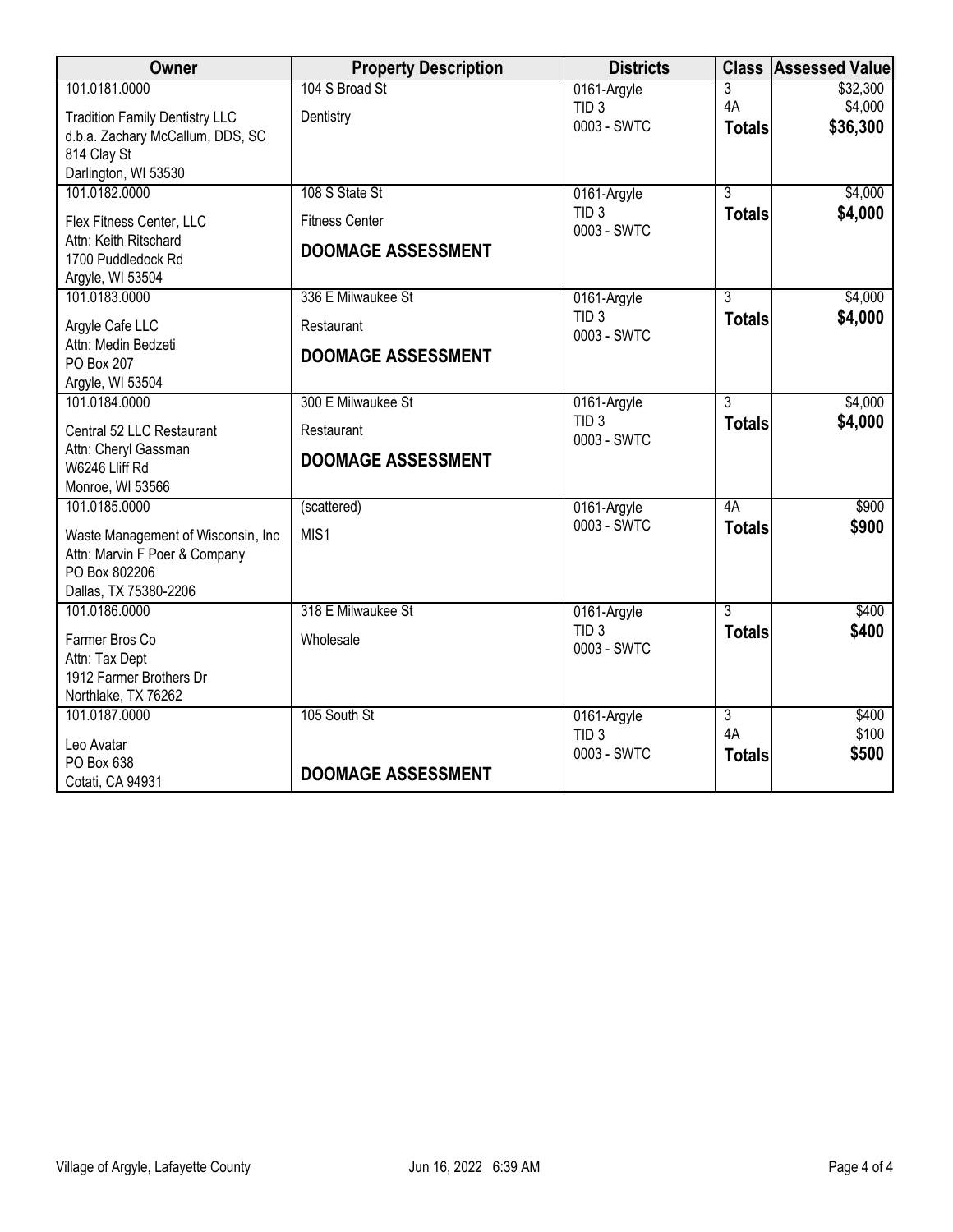| Owner | Property Description | Districts | Class | Assessed Value |
|---|---|---|---|---|
| 101.0181.0000<br>Tradition Family Dentistry LLC<br>d.b.a. Zachary McCallum, DDS, SC<br>814 Clay St<br>Darlington, WI 53530 | 104 S Broad St<br>Dentistry | 0161-Argyle<br>TID 3<br>0003 - SWTC | 3<br>4A<br>**Totals** | $32,300<br>$4,000<br>**$36,300** |
| 101.0182.0000<br>Flex Fitness Center, LLC<br>Attn: Keith Ritschard<br>1700 Puddledock Rd<br>Argyle, WI 53504 | 108 S State St<br>Fitness Center<br>**DOOMAGE ASSESSMENT** | 0161-Argyle<br>TID 3<br>0003 - SWTC | 3<br>**Totals** | $4,000<br>**$4,000** |
| 101.0183.0000<br>Argyle Cafe LLC<br>Attn: Medin Bedzeti<br>PO Box 207<br>Argyle, WI 53504 | 336 E Milwaukee St<br>Restaurant<br>**DOOMAGE ASSESSMENT** | 0161-Argyle<br>TID 3<br>0003 - SWTC | 3<br>**Totals** | $4,000<br>**$4,000** |
| 101.0184.0000<br>Central 52 LLC Restaurant<br>Attn: Cheryl Gassman<br>W6246 Lliff Rd<br>Monroe, WI 53566 | 300 E Milwaukee St<br>Restaurant<br>**DOOMAGE ASSESSMENT** | 0161-Argyle<br>TID 3<br>0003 - SWTC | 3<br>**Totals** | $4,000<br>**$4,000** |
| 101.0185.0000<br>Waste Management of Wisconsin, Inc<br>Attn: Marvin F Poer & Company<br>PO Box 802206<br>Dallas, TX 75380-2206 | (scattered)<br>MIS1 | 0161-Argyle<br>0003 - SWTC | 4A<br>**Totals** | $900<br>**$900** |
| 101.0186.0000<br>Farmer Bros Co<br>Attn: Tax Dept<br>1912 Farmer Brothers Dr<br>Northlake, TX 76262 | 318 E Milwaukee St<br>Wholesale | 0161-Argyle<br>TID 3<br>0003 - SWTC | 3<br>**Totals** | $400<br>**$400** |
| 101.0187.0000<br>Leo Avatar<br>PO Box 638<br>Cotati, CA 94931 | 105 South St<br>**DOOMAGE ASSESSMENT** | 0161-Argyle<br>TID 3<br>0003 - SWTC | 3<br>4A<br>**Totals** | $400<br>$100<br>**$500** |

Village of Argyle, Lafayette County    Jun 16, 2022 6:39 AM